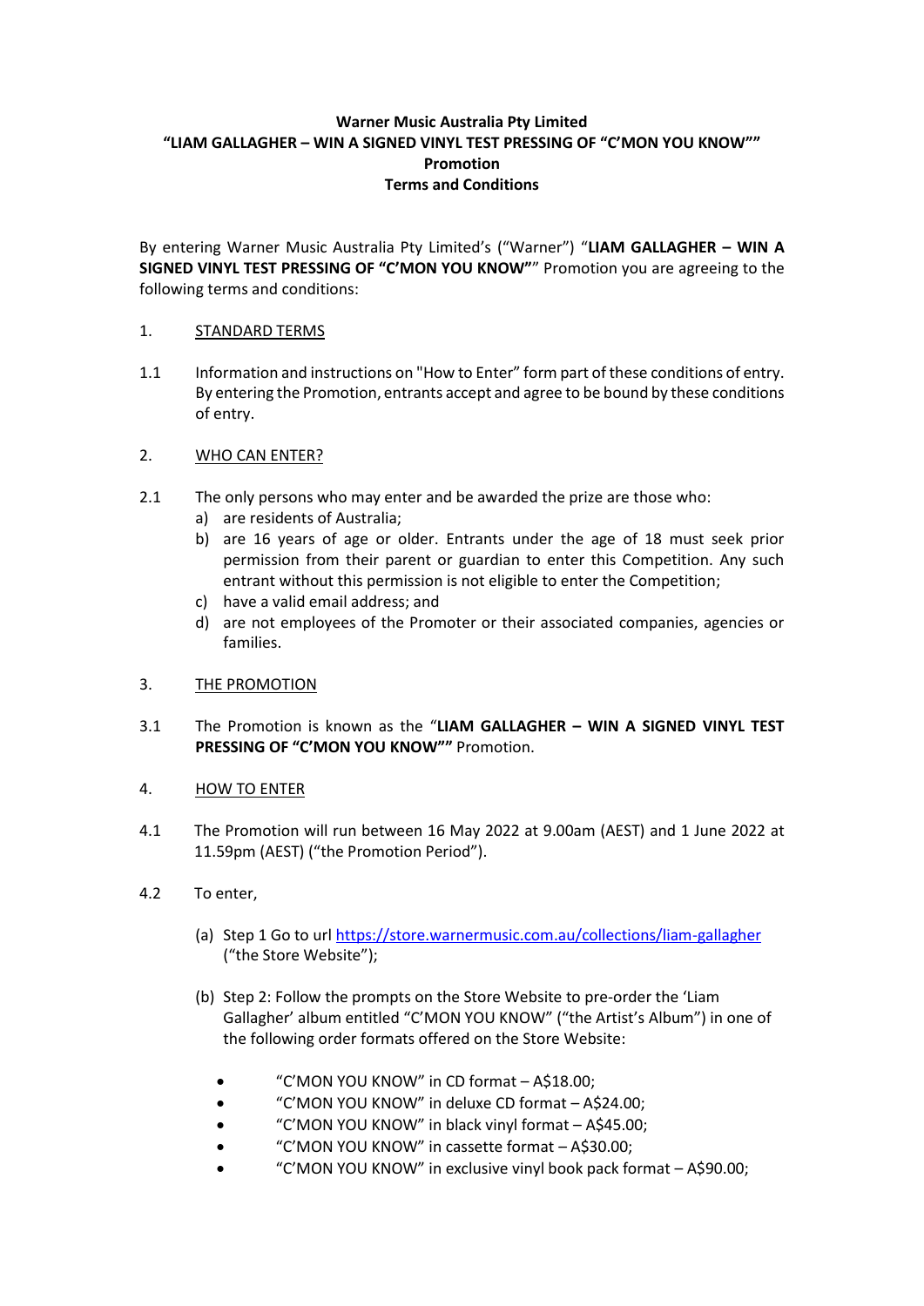**Warner Music Australia Pty Limited**
**"LIAM GALLAGHER – WIN A SIGNED VINYL TEST PRESSING OF "C'MON YOU KNOW""**
**Promotion**
**Terms and Conditions**

By entering Warner Music Australia Pty Limited's ("Warner") "**LIAM GALLAGHER – WIN A SIGNED VINYL TEST PRESSING OF "C'MON YOU KNOW"**" Promotion you are agreeing to the following terms and conditions:

1. STANDARD TERMS

1.1 Information and instructions on "How to Enter" form part of these conditions of entry. By entering the Promotion, entrants accept and agree to be bound by these conditions of entry.

2. WHO CAN ENTER?

2.1 The only persons who may enter and be awarded the prize are those who:

a) are residents of Australia;

b) are 16 years of age or older. Entrants under the age of 18 must seek prior permission from their parent or guardian to enter this Competition. Any such entrant without this permission is not eligible to enter the Competition;

c) have a valid email address; and

d) are not employees of the Promoter or their associated companies, agencies or families.

3. THE PROMOTION

3.1 The Promotion is known as the "**LIAM GALLAGHER – WIN A SIGNED VINYL TEST PRESSING OF "C'MON YOU KNOW""** Promotion.

4. HOW TO ENTER

4.1 The Promotion will run between 16 May 2022 at 9.00am (AEST) and 1 June 2022 at 11.59pm (AEST) ("the Promotion Period").

4.2 To enter,

(a) Step 1 Go to url [https://store.warnermusic.com.au/collections/liam-gallagher](https://store.warnermusic.com.au/collections/liam-gallagher) ("the Store Website");

(b) Step 2: Follow the prompts on the Store Website to pre-order the 'Liam Gallagher' album entitled "C'MON YOU KNOW" ("the Artist's Album") in one of the following order formats offered on the Store Website:

- "C'MON YOU KNOW" in CD format – A$18.00;
- "C'MON YOU KNOW" in deluxe CD format – A$24.00;
- "C'MON YOU KNOW" in black vinyl format – A$45.00;
- "C'MON YOU KNOW" in cassette format – A$30.00;
- "C'MON YOU KNOW" in exclusive vinyl book pack format – A$90.00;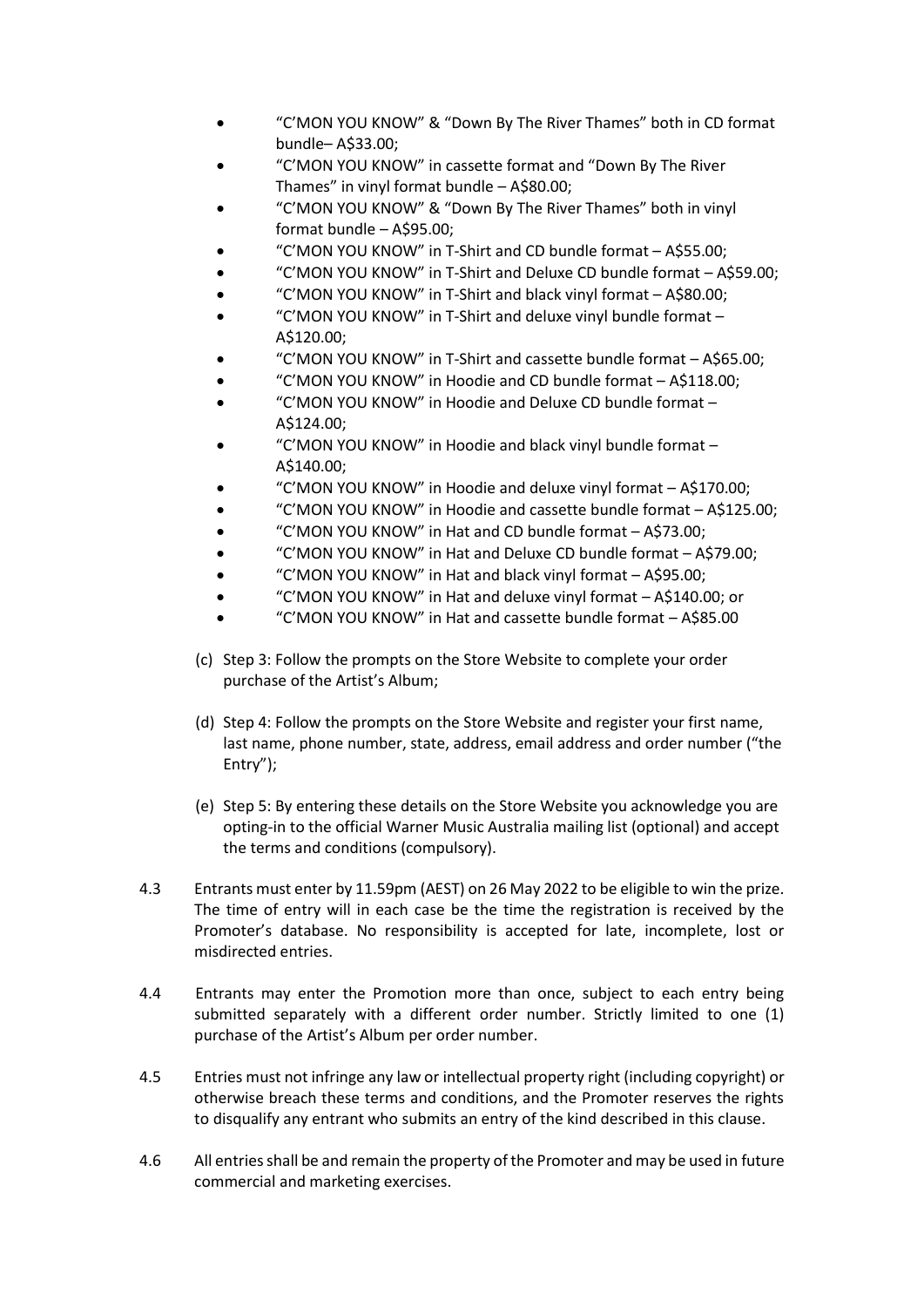- "C'MON YOU KNOW" & "Down By The River Thames" both in CD format bundle– A$33.00;
- "C'MON YOU KNOW" in cassette format and "Down By The River Thames" in vinyl format bundle – A$80.00;
- "C'MON YOU KNOW" & "Down By The River Thames" both in vinyl format bundle – A$95.00;
- "C'MON YOU KNOW" in T-Shirt and CD bundle format – A$55.00;
- "C'MON YOU KNOW" in T-Shirt and Deluxe CD bundle format – A$59.00;
- "C'MON YOU KNOW" in T-Shirt and black vinyl format – A$80.00;
- "C'MON YOU KNOW" in T-Shirt and deluxe vinyl bundle format – A$120.00;
- "C'MON YOU KNOW" in T-Shirt and cassette bundle format – A$65.00;
- "C'MON YOU KNOW" in Hoodie and CD bundle format – A$118.00;
- "C'MON YOU KNOW" in Hoodie and Deluxe CD bundle format – A$124.00;
- "C'MON YOU KNOW" in Hoodie and black vinyl bundle format – A$140.00;
- "C'MON YOU KNOW" in Hoodie and deluxe vinyl format – A$170.00;
- "C'MON YOU KNOW" in Hoodie and cassette bundle format – A$125.00;
- "C'MON YOU KNOW" in Hat and CD bundle format – A$73.00;
- "C'MON YOU KNOW" in Hat and Deluxe CD bundle format – A$79.00;
- "C'MON YOU KNOW" in Hat and black vinyl format – A$95.00;
- "C'MON YOU KNOW" in Hat and deluxe vinyl format – A$140.00; or
- "C'MON YOU KNOW" in Hat and cassette bundle format – A$85.00

(c) Step 3: Follow the prompts on the Store Website to complete your order purchase of the Artist's Album;

(d) Step 4: Follow the prompts on the Store Website and register your first name, last name, phone number, state, address, email address and order number ("the Entry");

(e) Step 5: By entering these details on the Store Website you acknowledge you are opting-in to the official Warner Music Australia mailing list (optional) and accept the terms and conditions (compulsory).

4.3 Entrants must enter by 11.59pm (AEST) on 26 May 2022 to be eligible to win the prize. The time of entry will in each case be the time the registration is received by the Promoter's database. No responsibility is accepted for late, incomplete, lost or misdirected entries.

4.4 Entrants may enter the Promotion more than once, subject to each entry being submitted separately with a different order number. Strictly limited to one (1) purchase of the Artist's Album per order number.

4.5 Entries must not infringe any law or intellectual property right (including copyright) or otherwise breach these terms and conditions, and the Promoter reserves the rights to disqualify any entrant who submits an entry of the kind described in this clause.

4.6 All entries shall be and remain the property of the Promoter and may be used in future commercial and marketing exercises.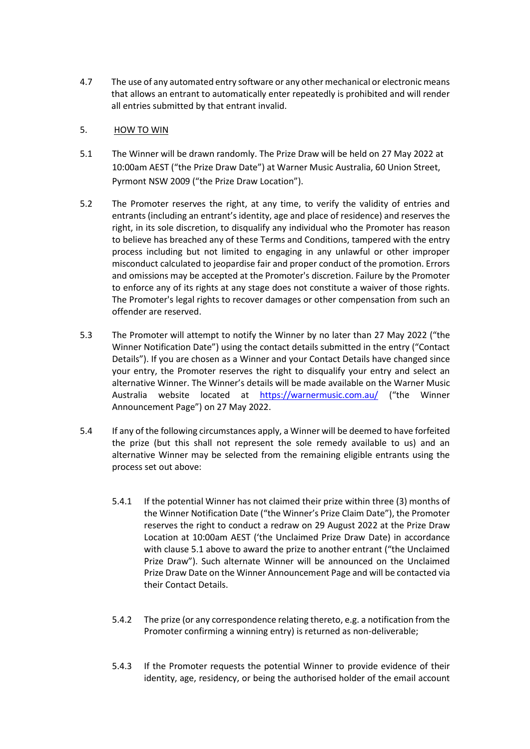4.7 The use of any automated entry software or any other mechanical or electronic means that allows an entrant to automatically enter repeatedly is prohibited and will render all entries submitted by that entrant invalid.

## 5. HOW TO WIN

5.1 The Winner will be drawn randomly. The Prize Draw will be held on 27 May 2022 at 10:00am AEST ("the Prize Draw Date") at Warner Music Australia, 60 Union Street, Pyrmont NSW 2009 ("the Prize Draw Location").

5.2 The Promoter reserves the right, at any time, to verify the validity of entries and entrants (including an entrant's identity, age and place of residence) and reserves the right, in its sole discretion, to disqualify any individual who the Promoter has reason to believe has breached any of these Terms and Conditions, tampered with the entry process including but not limited to engaging in any unlawful or other improper misconduct calculated to jeopardise fair and proper conduct of the promotion. Errors and omissions may be accepted at the Promoter's discretion. Failure by the Promoter to enforce any of its rights at any stage does not constitute a waiver of those rights. The Promoter's legal rights to recover damages or other compensation from such an offender are reserved.

5.3 The Promoter will attempt to notify the Winner by no later than 27 May 2022 ("the Winner Notification Date") using the contact details submitted in the entry ("Contact Details"). If you are chosen as a Winner and your Contact Details have changed since your entry, the Promoter reserves the right to disqualify your entry and select an alternative Winner. The Winner's details will be made available on the Warner Music Australia website located at https://warnermusic.com.au/ ("the Winner Announcement Page") on 27 May 2022.

5.4 If any of the following circumstances apply, a Winner will be deemed to have forfeited the prize (but this shall not represent the sole remedy available to us) and an alternative Winner may be selected from the remaining eligible entrants using the process set out above:

5.4.1 If the potential Winner has not claimed their prize within three (3) months of the Winner Notification Date ("the Winner's Prize Claim Date"), the Promoter reserves the right to conduct a redraw on 29 August 2022 at the Prize Draw Location at 10:00am AEST ('the Unclaimed Prize Draw Date) in accordance with clause 5.1 above to award the prize to another entrant ("the Unclaimed Prize Draw"). Such alternate Winner will be announced on the Unclaimed Prize Draw Date on the Winner Announcement Page and will be contacted via their Contact Details.

5.4.2 The prize (or any correspondence relating thereto, e.g. a notification from the Promoter confirming a winning entry) is returned as non-deliverable;

5.4.3 If the Promoter requests the potential Winner to provide evidence of their identity, age, residency, or being the authorised holder of the email account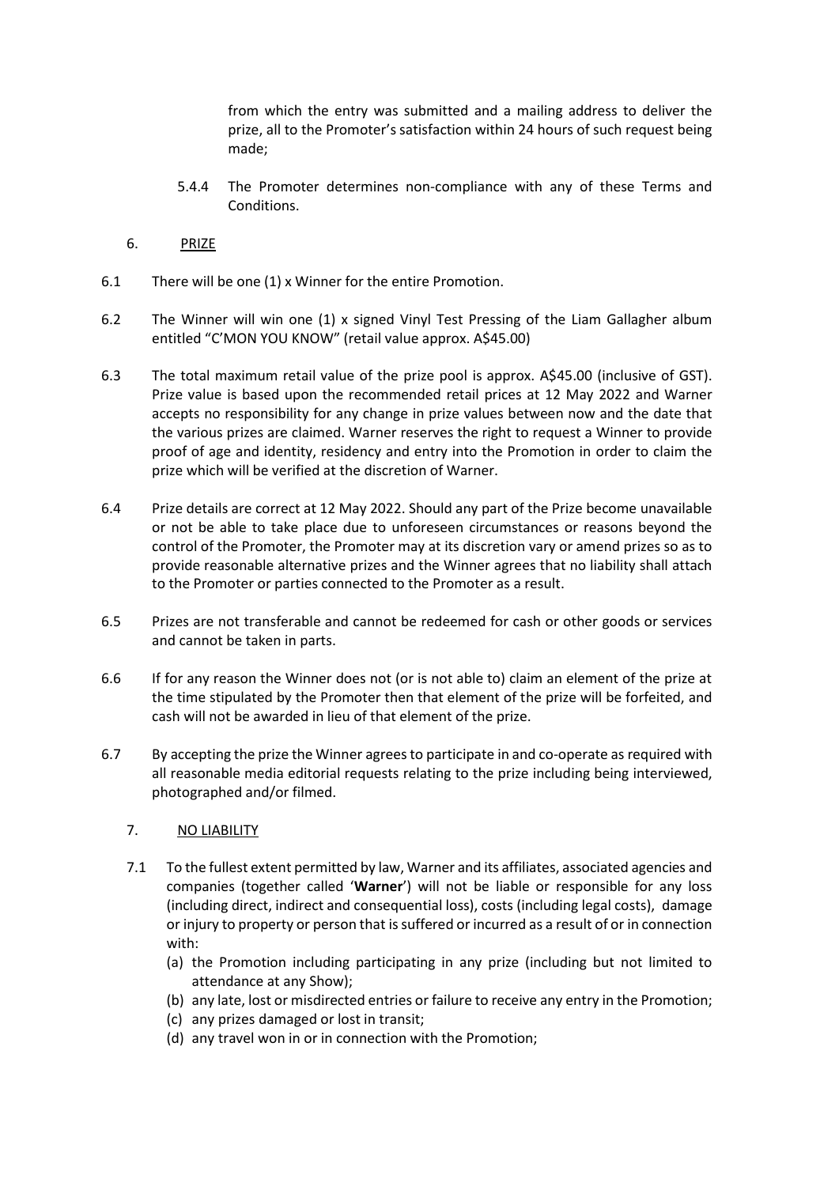from which the entry was submitted and a mailing address to deliver the prize, all to the Promoter's satisfaction within 24 hours of such request being made;

5.4.4 The Promoter determines non-compliance with any of these Terms and Conditions.

## 6. PRIZE

6.1 There will be one (1) x Winner for the entire Promotion.

6.2 The Winner will win one (1) x signed Vinyl Test Pressing of the Liam Gallagher album entitled "C'MON YOU KNOW" (retail value approx. A$45.00)

6.3 The total maximum retail value of the prize pool is approx. A$45.00 (inclusive of GST). Prize value is based upon the recommended retail prices at 12 May 2022 and Warner accepts no responsibility for any change in prize values between now and the date that the various prizes are claimed. Warner reserves the right to request a Winner to provide proof of age and identity, residency and entry into the Promotion in order to claim the prize which will be verified at the discretion of Warner.

6.4 Prize details are correct at 12 May 2022. Should any part of the Prize become unavailable or not be able to take place due to unforeseen circumstances or reasons beyond the control of the Promoter, the Promoter may at its discretion vary or amend prizes so as to provide reasonable alternative prizes and the Winner agrees that no liability shall attach to the Promoter or parties connected to the Promoter as a result.

6.5 Prizes are not transferable and cannot be redeemed for cash or other goods or services and cannot be taken in parts.

6.6 If for any reason the Winner does not (or is not able to) claim an element of the prize at the time stipulated by the Promoter then that element of the prize will be forfeited, and cash will not be awarded in lieu of that element of the prize.

6.7 By accepting the prize the Winner agrees to participate in and co-operate as required with all reasonable media editorial requests relating to the prize including being interviewed, photographed and/or filmed.

## 7. NO LIABILITY

7.1 To the fullest extent permitted by law, Warner and its affiliates, associated agencies and companies (together called '**Warner**') will not be liable or responsible for any loss (including direct, indirect and consequential loss), costs (including legal costs), damage or injury to property or person that is suffered or incurred as a result of or in connection with:

(a) the Promotion including participating in any prize (including but not limited to attendance at any Show);
(b) any late, lost or misdirected entries or failure to receive any entry in the Promotion;
(c) any prizes damaged or lost in transit;
(d) any travel won in or in connection with the Promotion;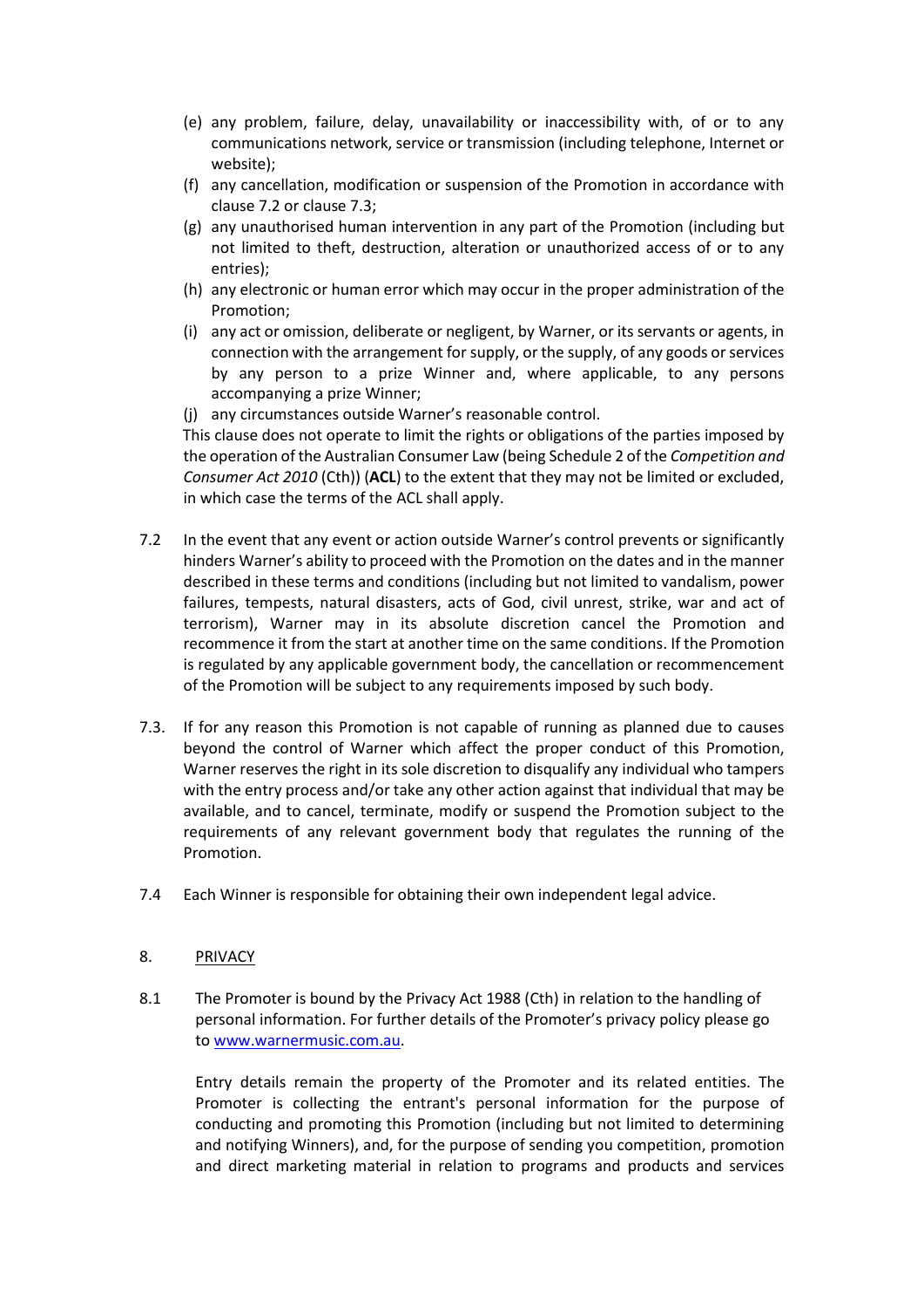(e) any problem, failure, delay, unavailability or inaccessibility with, of or to any communications network, service or transmission (including telephone, Internet or website);

(f) any cancellation, modification or suspension of the Promotion in accordance with clause 7.2 or clause 7.3;

(g) any unauthorised human intervention in any part of the Promotion (including but not limited to theft, destruction, alteration or unauthorized access of or to any entries);

(h) any electronic or human error which may occur in the proper administration of the Promotion;

(i) any act or omission, deliberate or negligent, by Warner, or its servants or agents, in connection with the arrangement for supply, or the supply, of any goods or services by any person to a prize Winner and, where applicable, to any persons accompanying a prize Winner;

(j) any circumstances outside Warner's reasonable control.

This clause does not operate to limit the rights or obligations of the parties imposed by the operation of the Australian Consumer Law (being Schedule 2 of the *Competition and Consumer Act 2010* (Cth)) (**ACL**) to the extent that they may not be limited or excluded, in which case the terms of the ACL shall apply.

7.2 In the event that any event or action outside Warner's control prevents or significantly hinders Warner's ability to proceed with the Promotion on the dates and in the manner described in these terms and conditions (including but not limited to vandalism, power failures, tempests, natural disasters, acts of God, civil unrest, strike, war and act of terrorism), Warner may in its absolute discretion cancel the Promotion and recommence it from the start at another time on the same conditions. If the Promotion is regulated by any applicable government body, the cancellation or recommencement of the Promotion will be subject to any requirements imposed by such body.

7.3. If for any reason this Promotion is not capable of running as planned due to causes beyond the control of Warner which affect the proper conduct of this Promotion, Warner reserves the right in its sole discretion to disqualify any individual who tampers with the entry process and/or take any other action against that individual that may be available, and to cancel, terminate, modify or suspend the Promotion subject to the requirements of any relevant government body that regulates the running of the Promotion.

7.4 Each Winner is responsible for obtaining their own independent legal advice.

## 8. PRIVACY

8.1 The Promoter is bound by the Privacy Act 1988 (Cth) in relation to the handling of personal information. For further details of the Promoter's privacy policy please go to www.warnermusic.com.au.

Entry details remain the property of the Promoter and its related entities. The Promoter is collecting the entrant's personal information for the purpose of conducting and promoting this Promotion (including but not limited to determining and notifying Winners), and, for the purpose of sending you competition, promotion and direct marketing material in relation to programs and products and services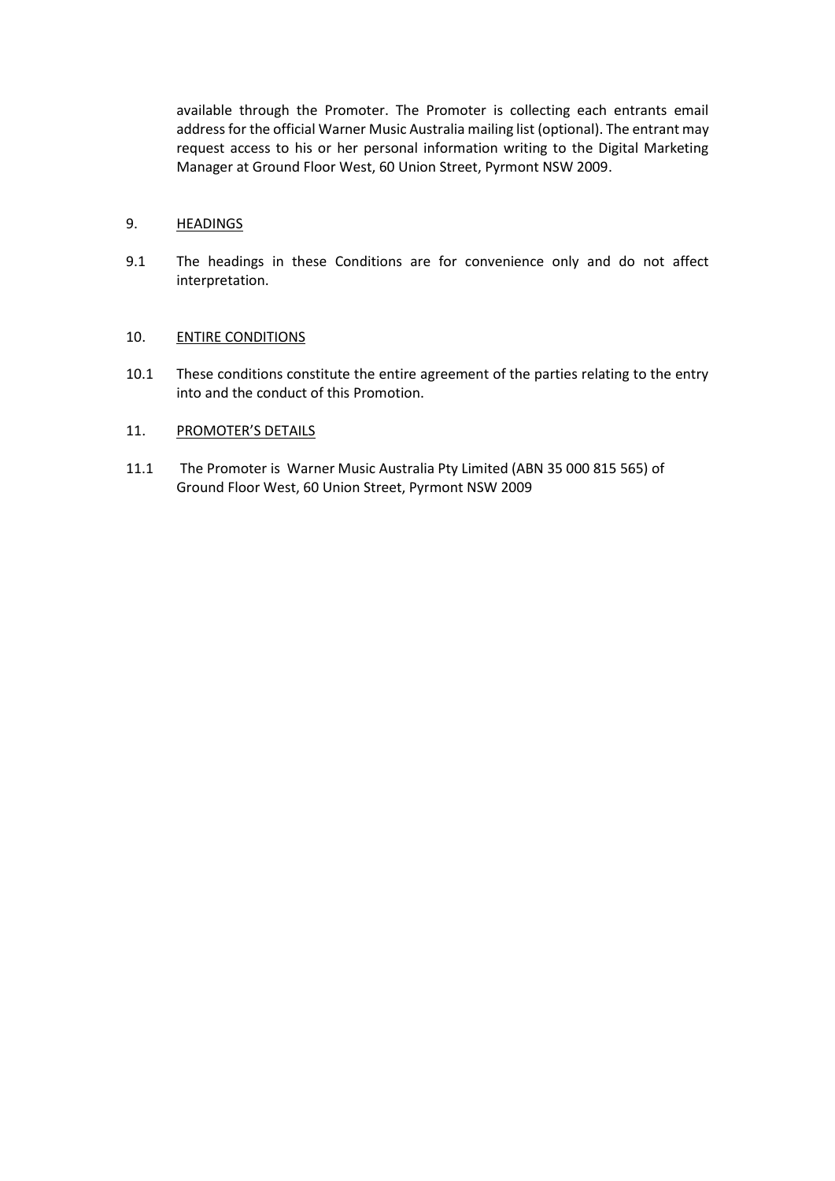available through the Promoter. The Promoter is collecting each entrants email address for the official Warner Music Australia mailing list (optional). The entrant may request access to his or her personal information writing to the Digital Marketing Manager at Ground Floor West, 60 Union Street, Pyrmont NSW 2009.

9. HEADINGS

9.1 The headings in these Conditions are for convenience only and do not affect interpretation.

10. ENTIRE CONDITIONS

10.1 These conditions constitute the entire agreement of the parties relating to the entry into and the conduct of this Promotion.

11. PROMOTER'S DETAILS

11.1 The Promoter is Warner Music Australia Pty Limited (ABN 35 000 815 565) of Ground Floor West, 60 Union Street, Pyrmont NSW 2009